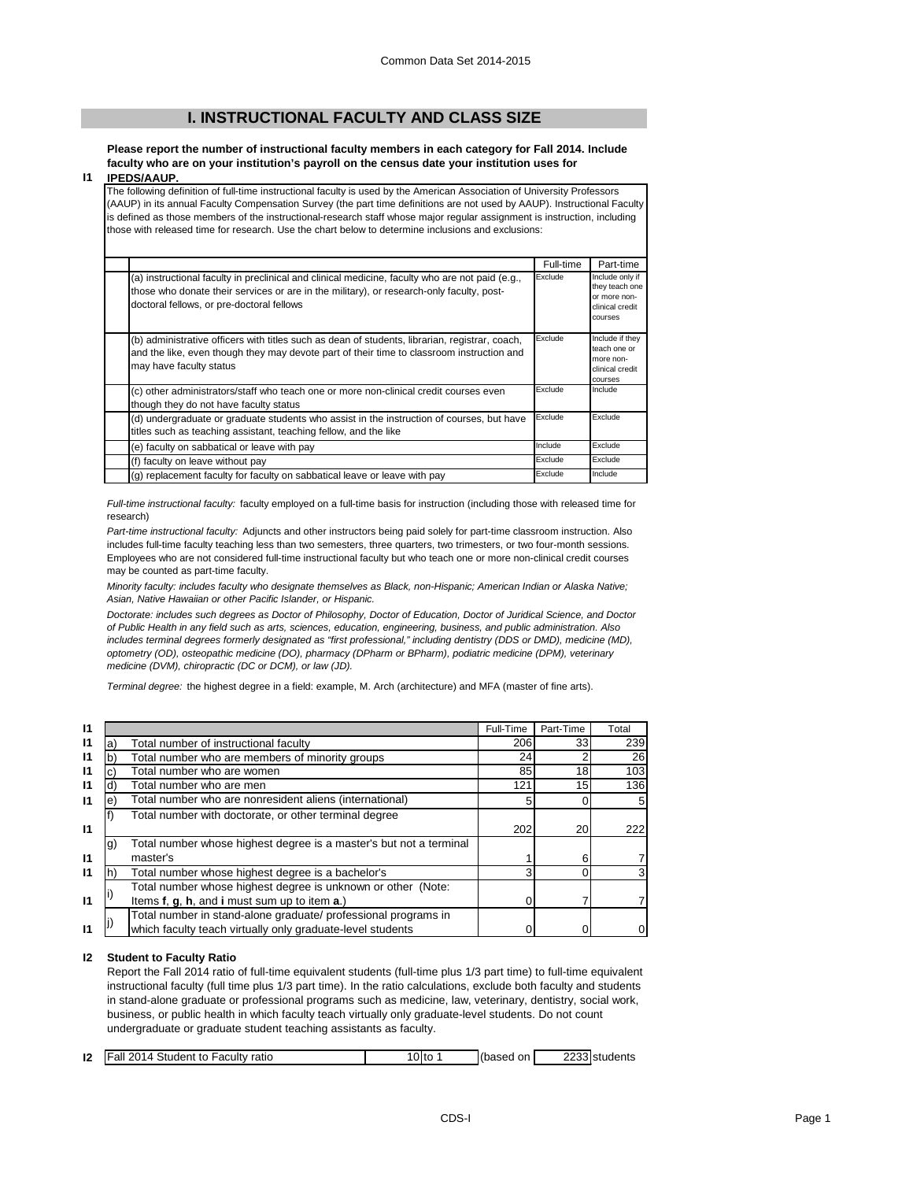## I. INSTRUCTIONAL FACULTY AND CLASS SIZE

**I1** **Please report the number of instructional faculty members in each category for Fall 2014. Include faculty who are on your institution's payroll on the census date your institution uses for IPEDS/AAUP.**

The following definition of full-time instructional faculty is used by the American Association of University Professors (AAUP) in its annual Faculty Compensation Survey (the part time definitions are not used by AAUP). Instructional Faculty is defined as those members of the instructional-research staff whose major regular assignment is instruction, including those with released time for research. Use the chart below to determine inclusions and exclusions:

| | Full-time | Part-time |
|---|---|---|
| (a) instructional faculty in preclinical and clinical medicine, faculty who are not paid (e.g., those who donate their services or are in the military), or research-only faculty, post-doctoral fellows, or pre-doctoral fellows | Exclude | Include only if they teach one or more non-clinical credit courses |
| (b) administrative officers with titles such as dean of students, librarian, registrar, coach, and the like, even though they may devote part of their time to classroom instruction and may have faculty status | Exclude | Include if they teach one or more non-clinical credit courses |
| (c) other administrators/staff who teach one or more non-clinical credit courses even though they do not have faculty status | Exclude | Include |
| (d) undergraduate or graduate students who assist in the instruction of courses, but have titles such as teaching assistant, teaching fellow, and the like | Exclude | Exclude |
| (e) faculty on sabbatical or leave with pay | Include | Exclude |
| (f) faculty on leave without pay | Exclude | Exclude |
| (g) replacement faculty for faculty on sabbatical leave or leave with pay | Exclude | Include |

*Full-time instructional faculty:* faculty employed on a full-time basis for instruction (including those with released time for research)

*Part-time instructional faculty:* Adjuncts and other instructors being paid solely for part-time classroom instruction. Also includes full-time faculty teaching less than two semesters, three quarters, two trimesters, or two four-month sessions. Employees who are not considered full-time instructional faculty but who teach one or more non-clinical credit courses may be counted as part-time faculty.

*Minority faculty: includes faculty who designate themselves as Black, non-Hispanic; American Indian or Alaska Native; Asian, Native Hawaiian or other Pacific Islander, or Hispanic.*

*Doctorate: includes such degrees as Doctor of Philosophy, Doctor of Education, Doctor of Juridical Science, and Doctor of Public Health in any field such as arts, sciences, education, engineering, business, and public administration. Also includes terminal degrees formerly designated as "first professional," including dentistry (DDS or DMD), medicine (MD), optometry (OD), osteopathic medicine (DO), pharmacy (DPharm or BPharm), podiatric medicine (DPM), veterinary medicine (DVM), chiropractic (DC or DCM), or law (JD).*

*Terminal degree:* the highest degree in a field: example, M. Arch (architecture) and MFA (master of fine arts).

| | | | Full-Time | Part-Time | Total |
|---|---|---|---|---|---|
| I1 | a) | Total number of instructional faculty | 206 | 33 | 239 |
| I1 | b) | Total number who are members of minority groups | 24 | 2 | 26 |
| I1 | c) | Total number who are women | 85 | 18 | 103 |
| I1 | d) | Total number who are men | 121 | 15 | 136 |
| I1 | e) | Total number who are nonresident aliens (international) | 5 | 0 | 5 |
| I1 | f) | Total number with doctorate, or other terminal degree | 202 | 20 | 222 |
| I1 | g) | Total number whose highest degree is a master's but not a terminal master's | 1 | 6 | 7 |
| I1 | h) | Total number whose highest degree is a bachelor's | 3 | 0 | 3 |
| I1 | i) | Total number whose highest degree is unknown or other (Note: Items **f**, **g**, **h**, and **i** must sum up to item **a**.) | 0 | 7 | 7 |
| I1 | j) | Total number in stand-alone graduate/ professional programs in which faculty teach virtually only graduate-level students | 0 | 0 | 0 |

**I2** **Student to Faculty Ratio**

Report the Fall 2014 ratio of full-time equivalent students (full-time plus 1/3 part time) to full-time equivalent instructional faculty (full time plus 1/3 part time). In the ratio calculations, exclude both faculty and students in stand-alone graduate or professional programs such as medicine, law, veterinary, dentistry, social work, business, or public health in which faculty teach virtually only graduate-level students. Do not count undergraduate or graduate student teaching assistants as faculty.

| I2 | Fall 2014 Student to Faculty ratio | 10 to 1 | (based on | 2233 students |
|---|---|---|---|---|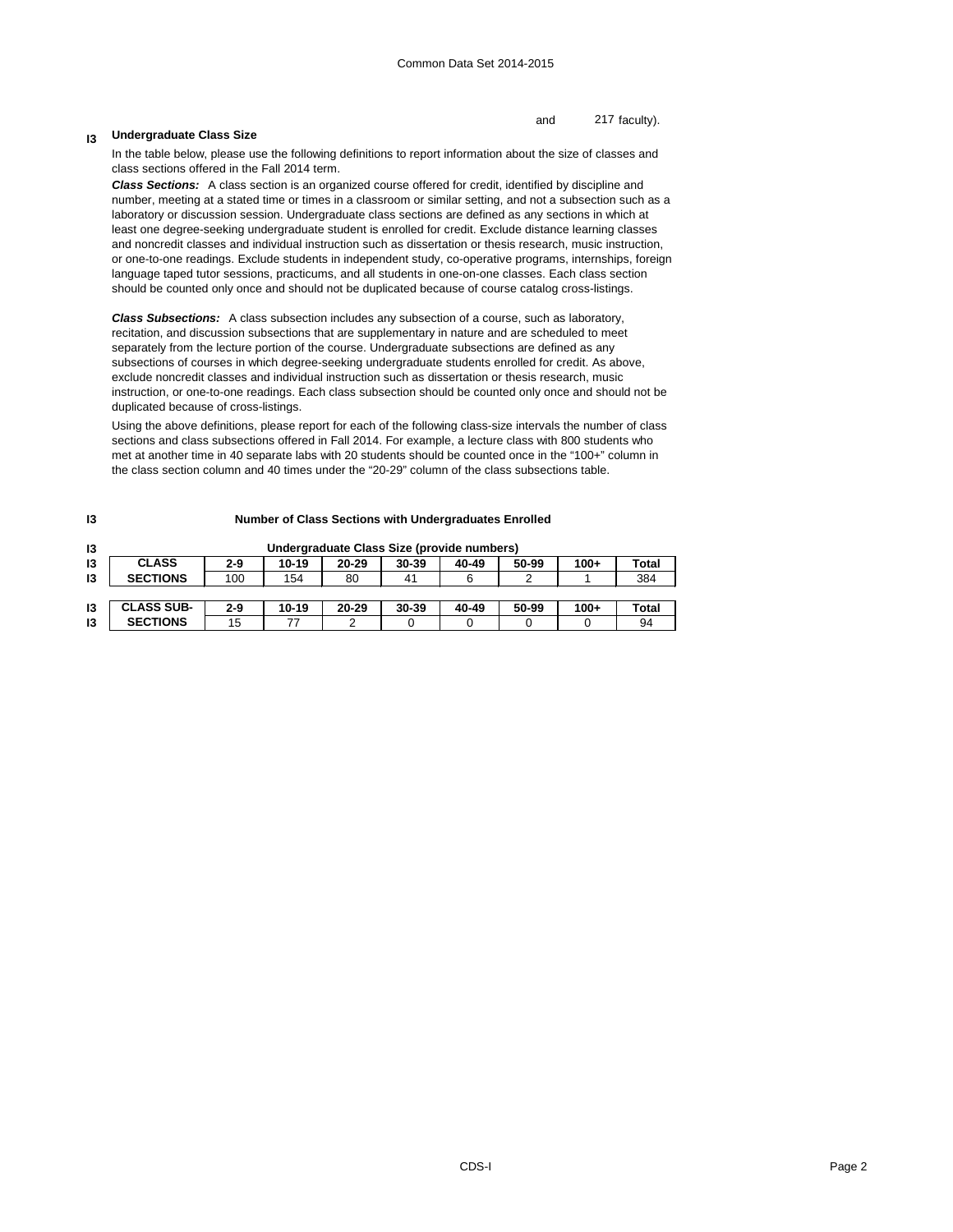and 217 faculty).

**I3 Undergraduate Class Size**

In the table below, please use the following definitions to report information about the size of classes and class sections offered in the Fall 2014 term.

***Class Sections:*** A class section is an organized course offered for credit, identified by discipline and number, meeting at a stated time or times in a classroom or similar setting, and not a subsection such as a laboratory or discussion session. Undergraduate class sections are defined as any sections in which at least one degree-seeking undergraduate student is enrolled for credit. Exclude distance learning classes and noncredit classes and individual instruction such as dissertation or thesis research, music instruction, or one-to-one readings. Exclude students in independent study, co-operative programs, internships, foreign language taped tutor sessions, practicums, and all students in one-on-one classes. Each class section should be counted only once and should not be duplicated because of course catalog cross-listings.

***Class Subsections:*** A class subsection includes any subsection of a course, such as laboratory, recitation, and discussion subsections that are supplementary in nature and are scheduled to meet separately from the lecture portion of the course. Undergraduate subsections are defined as any subsections of courses in which degree-seeking undergraduate students enrolled for credit. As above, exclude noncredit classes and individual instruction such as dissertation or thesis research, music instruction, or one-to-one readings. Each class subsection should be counted only once and should not be duplicated because of cross-listings.

Using the above definitions, please report for each of the following class-size intervals the number of class sections and class subsections offered in Fall 2014. For example, a lecture class with 800 students who met at another time in 40 separate labs with 20 students should be counted once in the "100+" column in the class section column and 40 times under the "20-29" column of the class subsections table.

**I3 Number of Class Sections with Undergraduates Enrolled**

**Undergraduate Class Size (provide numbers)**

| CLASS SECTIONS | 2-9 | 10-19 | 20-29 | 30-39 | 40-49 | 50-99 | 100+ | Total |
|---|---|---|---|---|---|---|---|---|
| | 100 | 154 | 80 | 41 | 6 | 2 | 1 | 384 |

| CLASS SUB-SECTIONS | 2-9 | 10-19 | 20-29 | 30-39 | 40-49 | 50-99 | 100+ | Total |
|---|---|---|---|---|---|---|---|---|
| | 15 | 77 | 2 | 0 | 0 | 0 | 0 | 94 |